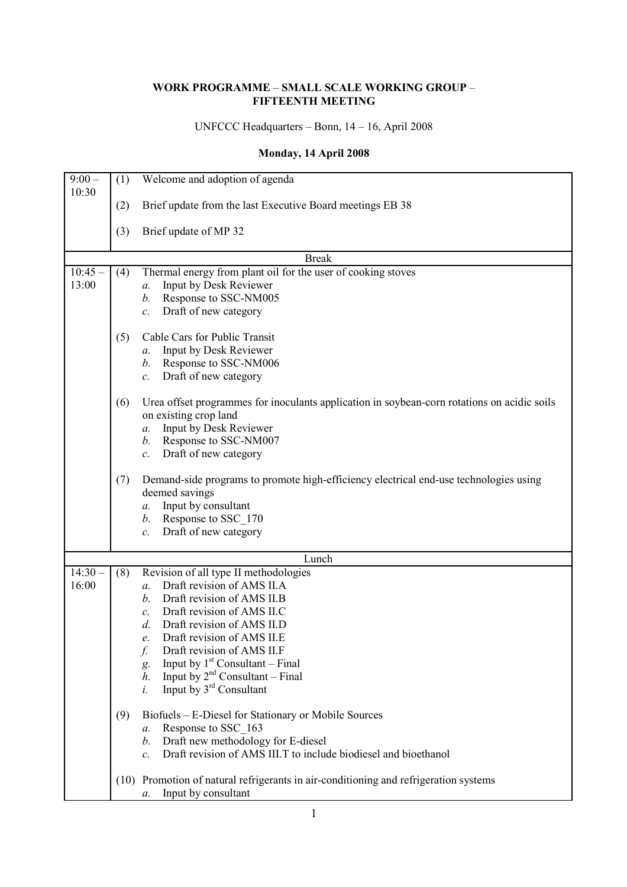**WORK PROGRAMME – SMALL SCALE WORKING GROUP – FIFTEENTH MEETING**

UNFCCC Headquarters – Bonn, 14 – 16, April 2008

**Monday, 14 April 2008**

| Time | Item |
|---|---|
| 9:00 – 10:30 | (1) Welcome and adoption of agenda<br><br>(2) Brief update from the last Executive Board meetings EB 38<br><br>(3) Brief update of MP 32 |
| Break | |
| 10:45 – 13:00 | (4) Thermal energy from plant oil for the user of cooking stoves<br>*a.* Input by Desk Reviewer<br>*b.* Response to SSC-NM005<br>*c.* Draft of new category<br><br>(5) Cable Cars for Public Transit<br>*a.* Input by Desk Reviewer<br>*b.* Response to SSC-NM006<br>*c.* Draft of new category<br><br>(6) Urea offset programmes for inoculants application in soybean-corn rotations on acidic soils on existing crop land<br>*a.* Input by Desk Reviewer<br>*b.* Response to SSC-NM007<br>*c.* Draft of new category<br><br>(7) Demand-side programs to promote high-efficiency electrical end-use technologies using deemed savings<br>*a.* Input by consultant<br>*b.* Response to SSC_170<br>*c.* Draft of new category |
| Lunch | |
| 14:30 – 16:00 | (8) Revision of all type II methodologies<br>*a.* Draft revision of AMS II.A<br>*b.* Draft revision of AMS II.B<br>*c.* Draft revision of AMS II.C<br>*d.* Draft revision of AMS II.D<br>*e.* Draft revision of AMS II.E<br>*f.* Draft revision of AMS II.F<br>*g.* Input by 1st Consultant – Final<br>*h.* Input by 2nd Consultant – Final<br>*i.* Input by 3rd Consultant<br><br>(9) Biofuels – E-Diesel for Stationary or Mobile Sources<br>*a.* Response to SSC_163<br>*b.* Draft new methodology for E-diesel<br>*c.* Draft revision of AMS III.T to include biodiesel and bioethanol<br><br>(10) Promotion of natural refrigerants in air-conditioning and refrigeration systems<br>*a.* Input by consultant |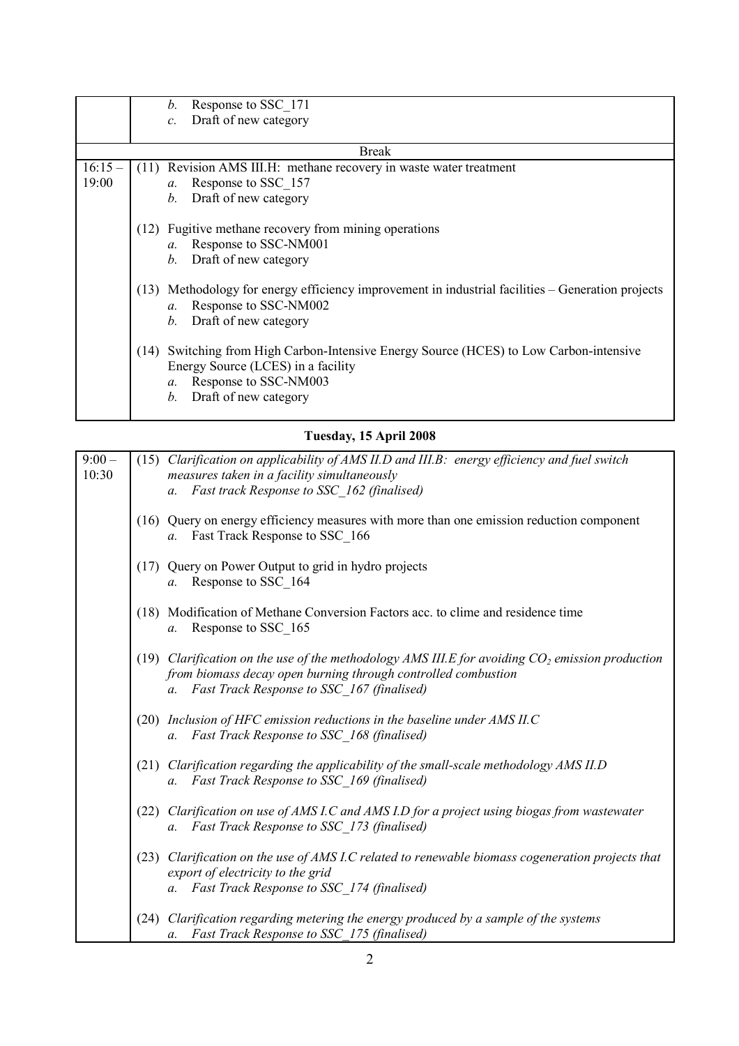| | |
|---|---|
| | *b.* Response to SSC_171<br>*c.* Draft of new category |
| Break | |
| 16:15 – 19:00 | (11) Revision AMS III.H: methane recovery in waste water treatment<br>*a.* Response to SSC_157<br>*b.* Draft of new category<br><br>(12) Fugitive methane recovery from mining operations<br>*a.* Response to SSC-NM001<br>*b.* Draft of new category<br><br>(13) Methodology for energy efficiency improvement in industrial facilities – Generation projects<br>*a.* Response to SSC-NM002<br>*b.* Draft of new category<br><br>(14) Switching from High Carbon-Intensive Energy Source (HCES) to Low Carbon-intensive Energy Source (LCES) in a facility<br>*a.* Response to SSC-NM003<br>*b.* Draft of new category |

**Tuesday, 15 April 2008**

| | |
|---|---|
| 9:00 – 10:30 | (15) *Clarification on applicability of AMS II.D and III.B: energy efficiency and fuel switch measures taken in a facility simultaneously*<br>*a. Fast track Response to SSC_162 (finalised)*<br><br>(16) Query on energy efficiency measures with more than one emission reduction component<br>*a.* Fast Track Response to SSC_166<br><br>(17) Query on Power Output to grid in hydro projects<br>*a.* Response to SSC_164<br><br>(18) Modification of Methane Conversion Factors acc. to clime and residence time<br>*a.* Response to SSC_165<br><br>(19) *Clarification on the use of the methodology AMS III.E for avoiding $CO_2$ emission production from biomass decay open burning through controlled combustion*<br>*a. Fast Track Response to SSC_167 (finalised)*<br><br>(20) *Inclusion of HFC emission reductions in the baseline under AMS II.C*<br>*a. Fast Track Response to SSC_168 (finalised)*<br><br>(21) *Clarification regarding the applicability of the small-scale methodology AMS II.D*<br>*a. Fast Track Response to SSC_169 (finalised)*<br><br>(22) *Clarification on use of AMS I.C and AMS I.D for a project using biogas from wastewater*<br>*a. Fast Track Response to SSC_173 (finalised)*<br><br>(23) *Clarification on the use of AMS I.C related to renewable biomass cogeneration projects that export of electricity to the grid*<br>*a. Fast Track Response to SSC_174 (finalised)*<br><br>(24) *Clarification regarding metering the energy produced by a sample of the systems*<br>*a. Fast Track Response to SSC_175 (finalised)* |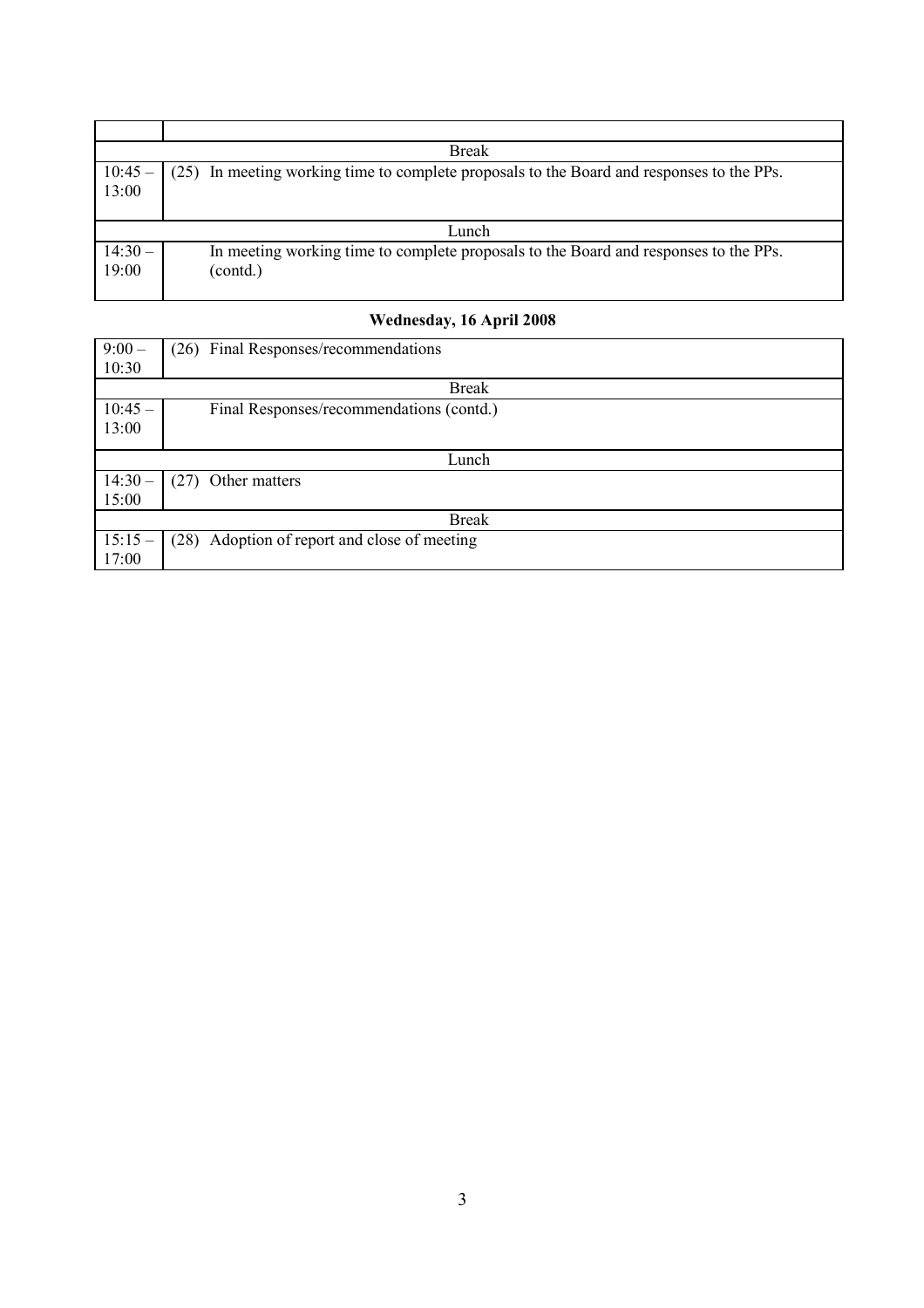| | |
|---|---|
| | Break |
| 10:45 – 13:00 | (25) In meeting working time to complete proposals to the Board and responses to the PPs. |
| | Lunch |
| 14:30 – 19:00 | In meeting working time to complete proposals to the Board and responses to the PPs. (contd.) |

**Wednesday, 16 April 2008**

| | |
|---|---|
| 9:00 – 10:30 | (26) Final Responses/recommendations |
| | Break |
| 10:45 – 13:00 | Final Responses/recommendations (contd.) |
| | Lunch |
| 14:30 – 15:00 | (27) Other matters |
| | Break |
| 15:15 – 17:00 | (28) Adoption of report and close of meeting |